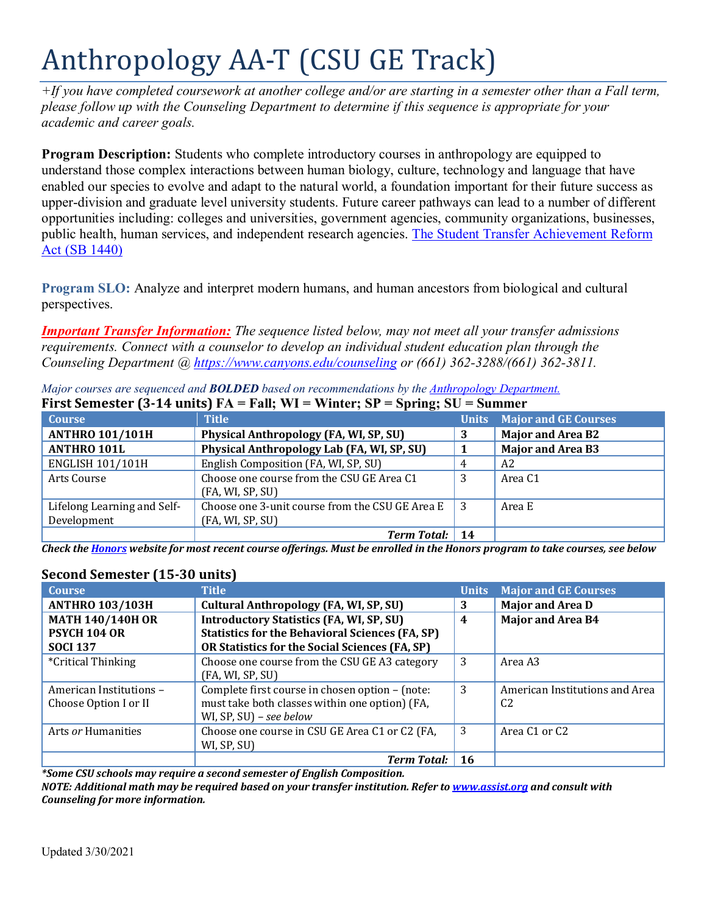# Anthropology AA-T (CSU GE Track)

*+If you have completed coursework at another college and/or are starting in a semester other than a Fall term, please follow up with the Counseling Department to determine if this sequence is appropriate for your academic and career goals.*

**Program Description:** Students who complete introductory courses in anthropology are equipped to understand those complex interactions between human biology, culture, technology and language that have enabled our species to evolve and adapt to the natural world, a foundation important for their future success as upper-division and graduate level university students. Future career pathways can lead to a number of different opportunities including: colleges and universities, government agencies, community organizations, businesses, public health, human services, and independent research agencies. [The Student Transfer Achievement Reform Act (SB 1440)]

**Program SLO:** Analyze and interpret modern humans, and human ancestors from biological and cultural perspectives.

***Important Transfer Information:*** *The sequence listed below, may not meet all your transfer admissions requirements. Connect with a counselor to develop an individual student education plan through the Counseling Department @ https://www.canyons.edu/counseling or (661) 362-3288/(661) 362-3811.*

*Major courses are sequenced and **BOLDED** based on recommendations by the Anthropology Department.*

**First Semester (3-14 units) FA = Fall; WI = Winter; SP = Spring; SU = Summer**

| Course | Title | Units | Major and GE Courses |
|---|---|---|---|
| **ANTHRO 101/101H** | **Physical Anthropology (FA, WI, SP, SU)** | **3** | **Major and Area B2** |
| **ANTHRO 101L** | **Physical Anthropology Lab (FA, WI, SP, SU)** | **1** | **Major and Area B3** |
| ENGLISH 101/101H | English Composition (FA, WI, SP, SU) | 4 | A2 |
| Arts Course | Choose one course from the CSU GE Area C1 (FA, WI, SP, SU) | 3 | Area C1 |
| Lifelong Learning and Self-Development | Choose one 3-unit course from the CSU GE Area E (FA, WI, SP, SU) | 3 | Area E |
| | ***Term Total:*** | **14** | |

***Check the Honors website for most recent course offerings. Must be enrolled in the Honors program to take courses, see below***

**Second Semester (15-30 units)**

| Course | Title | Units | Major and GE Courses |
|---|---|---|---|
| **ANTHRO 103/103H** | **Cultural Anthropology (FA, WI, SP, SU)** | **3** | **Major and Area D** |
| **MATH 140/140H OR PSYCH 104 OR SOCI 137** | **Introductory Statistics (FA, WI, SP, SU) Statistics for the Behavioral Sciences (FA, SP) OR Statistics for the Social Sciences (FA, SP)** | **4** | **Major and Area B4** |
| *Critical Thinking | Choose one course from the CSU GE A3 category (FA, WI, SP, SU) | 3 | Area A3 |
| American Institutions – Choose Option I or II | Complete first course in chosen option – (note: must take both classes within one option) (FA, WI, SP, SU) – *see below* | 3 | American Institutions and Area C2 |
| Arts *or* Humanities | Choose one course in CSU GE Area C1 or C2 (FA, WI, SP, SU) | 3 | Area C1 or C2 |
| | ***Term Total:*** | **16** | |

***\*Some CSU schools may require a second semester of English Composition.***
***NOTE: Additional math may be required based on your transfer institution. Refer to www.assist.org and consult with Counseling for more information.***

Updated 3/30/2021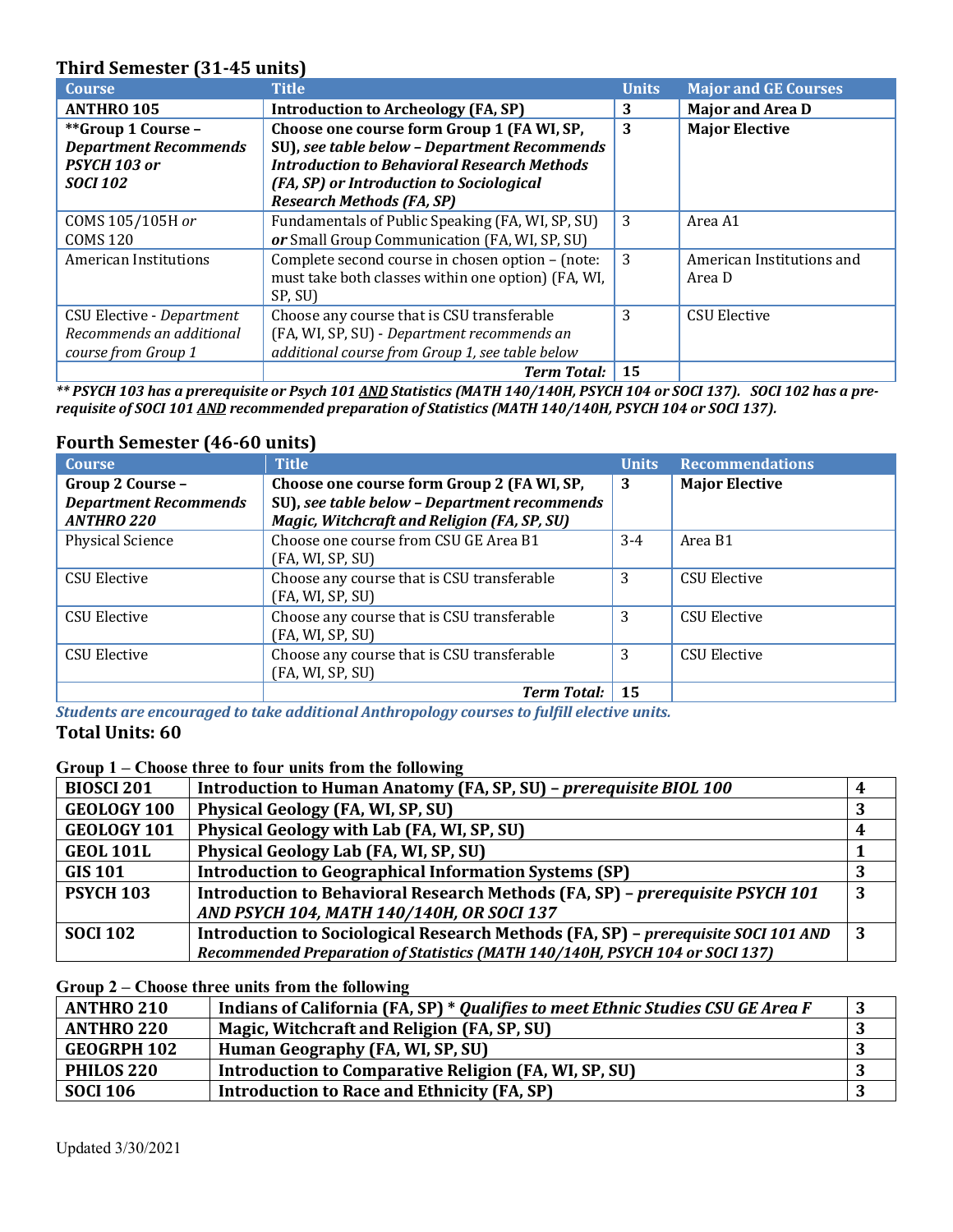### Third Semester (31-45 units)

| Course | Title | Units | Major and GE Courses |
|---|---|---|---|
| **ANTHRO 105** | **Introduction to Archeology (FA, SP)** | **3** | **Major and Area D** |
| **\*\*Group 1 Course –** ***Department Recommends PSYCH 103 or SOCI 102*** | **Choose one course form Group 1 (FA WI, SP, SU),** ***see table below – Department Recommends Introduction to Behavioral Research Methods (FA, SP) or Introduction to Sociological Research Methods (FA, SP)*** | **3** | **Major Elective** |
| COMS 105/105H *or* COMS 120 | Fundamentals of Public Speaking (FA, WI, SP, SU) ***or*** Small Group Communication (FA, WI, SP, SU) | 3 | Area A1 |
| American Institutions | Complete second course in chosen option – (note: must take both classes within one option) (FA, WI, SP, SU) | 3 | American Institutions and Area D |
| CSU Elective - *Department Recommends an additional course from Group 1* | Choose any course that is CSU transferable (FA, WI, SP, SU) - *Department recommends an additional course from Group 1, see table below* | 3 | CSU Elective |
| | ***Term Total:*** | **15** | |

***\*\* PSYCH 103 has a prerequisite or Psych 101 AND Statistics (MATH 140/140H, PSYCH 104 or SOCI 137). SOCI 102 has a pre-requisite of SOCI 101 AND recommended preparation of Statistics (MATH 140/140H, PSYCH 104 or SOCI 137).***

### Fourth Semester (46-60 units)

| Course | Title | Units | Recommendations |
|---|---|---|---|
| **Group 2 Course –** ***Department Recommends ANTHRO 220*** | **Choose one course form Group 2 (FA WI, SP, SU),** ***see table below – Department recommends Magic, Witchcraft and Religion (FA, SP, SU)*** | **3** | **Major Elective** |
| Physical Science | Choose one course from CSU GE Area B1 (FA, WI, SP, SU) | 3-4 | Area B1 |
| CSU Elective | Choose any course that is CSU transferable (FA, WI, SP, SU) | 3 | CSU Elective |
| CSU Elective | Choose any course that is CSU transferable (FA, WI, SP, SU) | 3 | CSU Elective |
| CSU Elective | Choose any course that is CSU transferable (FA, WI, SP, SU) | 3 | CSU Elective |
| | ***Term Total:*** | **15** | |

***Students are encouraged to take additional Anthropology courses to fulfill elective units.***

**Total Units: 60**

**Group 1 – Choose three to four units from the following**

| | | |
|---|---|---|
| **BIOSCI 201** | **Introduction to Human Anatomy (FA, SP, SU) –** ***prerequisite BIOL 100*** | **4** |
| **GEOLOGY 100** | **Physical Geology (FA, WI, SP, SU)** | **3** |
| **GEOLOGY 101** | **Physical Geology with Lab (FA, WI, SP, SU)** | **4** |
| **GEOL 101L** | **Physical Geology Lab (FA, WI, SP, SU)** | **1** |
| **GIS 101** | **Introduction to Geographical Information Systems (SP)** | **3** |
| **PSYCH 103** | **Introduction to Behavioral Research Methods (FA, SP) –** ***prerequisite PSYCH 101 AND PSYCH 104, MATH 140/140H, OR SOCI 137*** | **3** |
| **SOCI 102** | **Introduction to Sociological Research Methods (FA, SP) –** ***prerequisite SOCI 101 AND Recommended Preparation of Statistics (MATH 140/140H, PSYCH 104 or SOCI 137)*** | **3** |

**Group 2 – Choose three units from the following**

| | | |
|---|---|---|
| **ANTHRO 210** | **Indians of California (FA, SP) \*** ***Qualifies to meet Ethnic Studies CSU GE Area F*** | **3** |
| **ANTHRO 220** | **Magic, Witchcraft and Religion (FA, SP, SU)** | **3** |
| **GEOGRPH 102** | **Human Geography (FA, WI, SP, SU)** | **3** |
| **PHILOS 220** | **Introduction to Comparative Religion (FA, WI, SP, SU)** | **3** |
| **SOCI 106** | **Introduction to Race and Ethnicity (FA, SP)** | **3** |

Updated 3/30/2021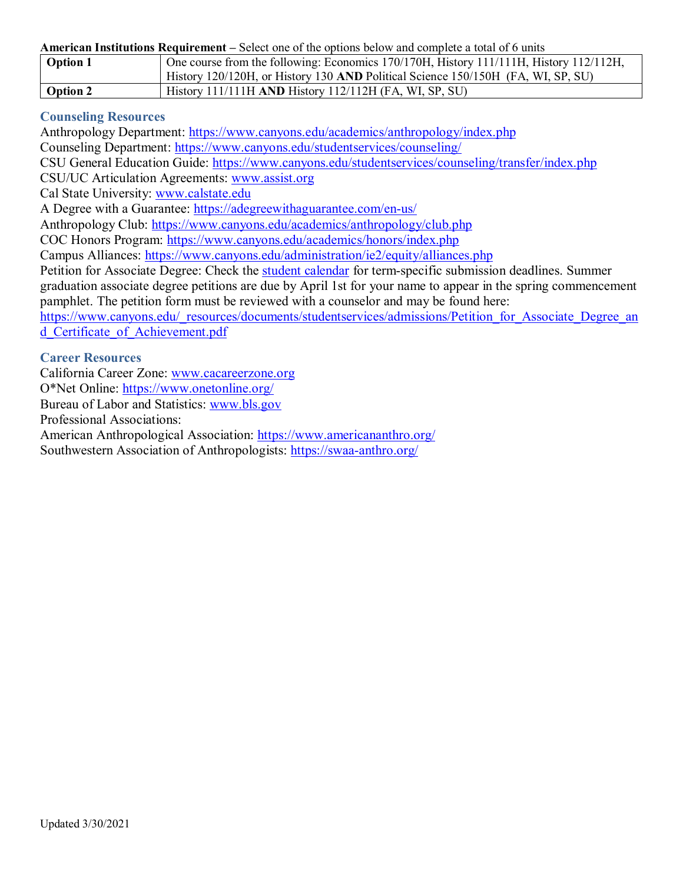**American Institutions Requirement** – Select one of the options below and complete a total of 6 units

| | |
|---|---|
| **Option 1** | One course from the following: Economics 170/170H, History 111/111H, History 112/112H, History 120/120H, or History 130 **AND** Political Science 150/150H (FA, WI, SP, SU) |
| **Option 2** | History 111/111H **AND** History 112/112H (FA, WI, SP, SU) |

### Counseling Resources

Anthropology Department: https://www.canyons.edu/academics/anthropology/index.php
Counseling Department: https://www.canyons.edu/studentservices/counseling/
CSU General Education Guide: https://www.canyons.edu/studentservices/counseling/transfer/index.php
CSU/UC Articulation Agreements: www.assist.org
Cal State University: www.calstate.edu
A Degree with a Guarantee: https://adegreewithaguarantee.com/en-us/
Anthropology Club: https://www.canyons.edu/academics/anthropology/club.php
COC Honors Program: https://www.canyons.edu/academics/honors/index.php
Campus Alliances: https://www.canyons.edu/administration/ie2/equity/alliances.php
Petition for Associate Degree: Check the student calendar for term-specific submission deadlines. Summer graduation associate degree petitions are due by April 1st for your name to appear in the spring commencement pamphlet. The petition form must be reviewed with a counselor and may be found here: https://www.canyons.edu/_resources/documents/studentservices/admissions/Petition_for_Associate_Degree_and_Certificate_of_Achievement.pdf

### Career Resources

California Career Zone: www.cacareerzone.org
O*Net Online: https://www.onetonline.org/
Bureau of Labor and Statistics: www.bls.gov
Professional Associations:
American Anthropological Association: https://www.americananthro.org/
Southwestern Association of Anthropologists: https://swaa-anthro.org/

Updated 3/30/2021